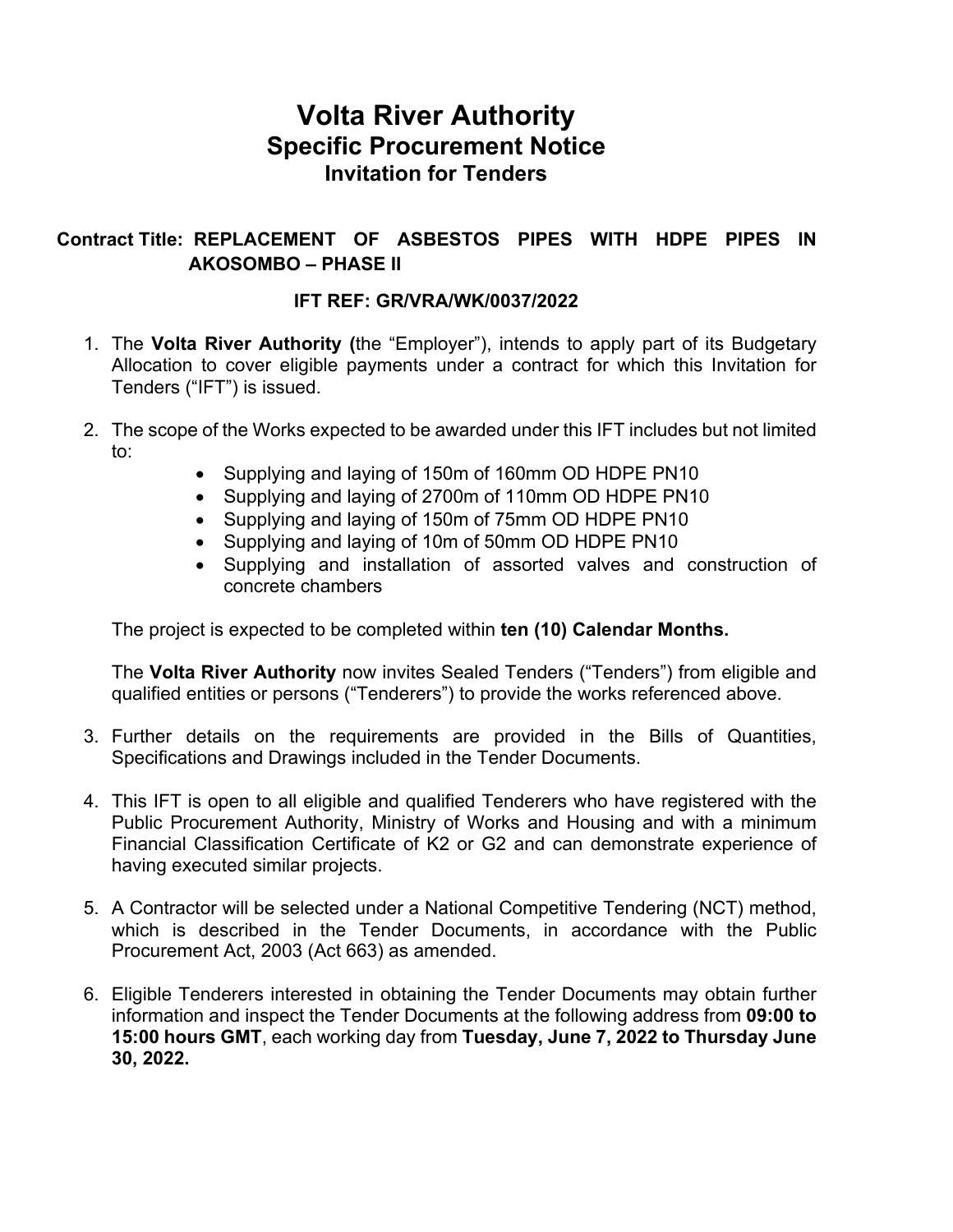# Volta River Authority

## Specific Procurement Notice

### Invitation for Tenders

**Contract Title: REPLACEMENT OF ASBESTOS PIPES WITH HDPE PIPES IN AKOSOMBO – PHASE II**

**IFT REF: GR/VRA/WK/0037/2022**

1. The **Volta River Authority (**the "Employer"), intends to apply part of its Budgetary Allocation to cover eligible payments under a contract for which this Invitation for Tenders ("IFT") is issued.

2. The scope of the Works expected to be awarded under this IFT includes but not limited to:
   - Supplying and laying of 150m of 160mm OD HDPE PN10
   - Supplying and laying of 2700m of 110mm OD HDPE PN10
   - Supplying and laying of 150m of 75mm OD HDPE PN10
   - Supplying and laying of 10m of 50mm OD HDPE PN10
   - Supplying and installation of assorted valves and construction of concrete chambers

   The project is expected to be completed within **ten (10) Calendar Months.**

   The **Volta River Authority** now invites Sealed Tenders ("Tenders") from eligible and qualified entities or persons ("Tenderers") to provide the works referenced above.

3. Further details on the requirements are provided in the Bills of Quantities, Specifications and Drawings included in the Tender Documents.

4. This IFT is open to all eligible and qualified Tenderers who have registered with the Public Procurement Authority, Ministry of Works and Housing and with a minimum Financial Classification Certificate of K2 or G2 and can demonstrate experience of having executed similar projects.

5. A Contractor will be selected under a National Competitive Tendering (NCT) method, which is described in the Tender Documents, in accordance with the Public Procurement Act, 2003 (Act 663) as amended.

6. Eligible Tenderers interested in obtaining the Tender Documents may obtain further information and inspect the Tender Documents at the following address from **09:00 to 15:00 hours GMT**, each working day from **Tuesday, June 7, 2022 to Thursday June 30, 2022.**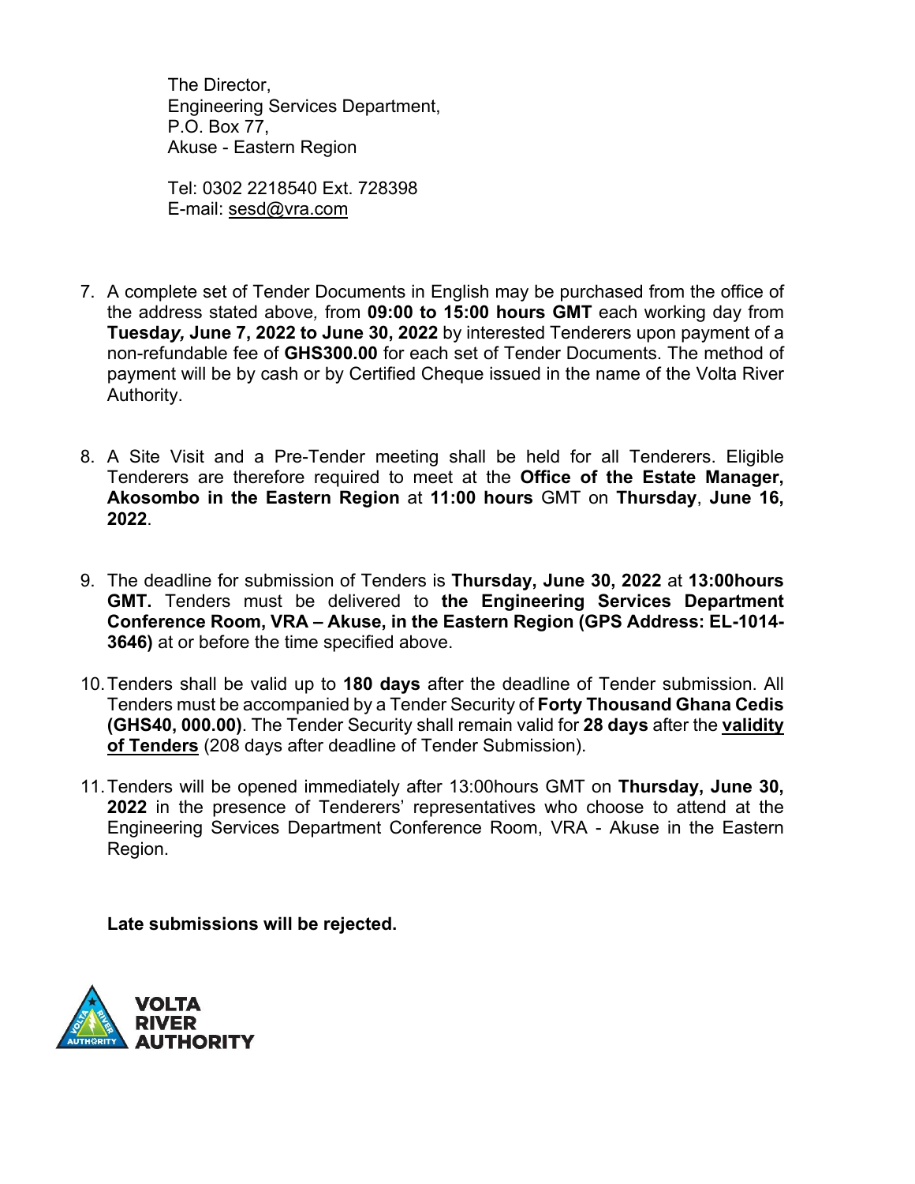The Director,
Engineering Services Department,
P.O. Box 77,
Akuse - Eastern Region

Tel: 0302 2218540 Ext. 728398
E-mail: sesd@vra.com

7. A complete set of Tender Documents in English may be purchased from the office of the address stated above, from **09:00 to 15:00 hours GMT** each working day from **Tuesday, June 7, 2022 to June 30, 2022** by interested Tenderers upon payment of a non-refundable fee of **GHS300.00** for each set of Tender Documents. The method of payment will be by cash or by Certified Cheque issued in the name of the Volta River Authority.

8. A Site Visit and a Pre-Tender meeting shall be held for all Tenderers. Eligible Tenderers are therefore required to meet at the **Office of the Estate Manager, Akosombo in the Eastern Region** at **11:00 hours** GMT on **Thursday**, **June 16, 2022**.

9. The deadline for submission of Tenders is **Thursday, June 30, 2022** at **13:00hours GMT.** Tenders must be delivered to **the Engineering Services Department Conference Room, VRA – Akuse, in the Eastern Region (GPS Address: EL-1014-3646)** at or before the time specified above.

10. Tenders shall be valid up to **180 days** after the deadline of Tender submission. All Tenders must be accompanied by a Tender Security of **Forty Thousand Ghana Cedis (GHS40, 000.00)**. The Tender Security shall remain valid for **28 days** after the **validity of Tenders** (208 days after deadline of Tender Submission).

11. Tenders will be opened immediately after 13:00hours GMT on **Thursday, June 30, 2022** in the presence of Tenderers' representatives who choose to attend at the Engineering Services Department Conference Room, VRA - Akuse in the Eastern Region.

**Late submissions will be rejected.**

VOLTA RIVER AUTHORITY